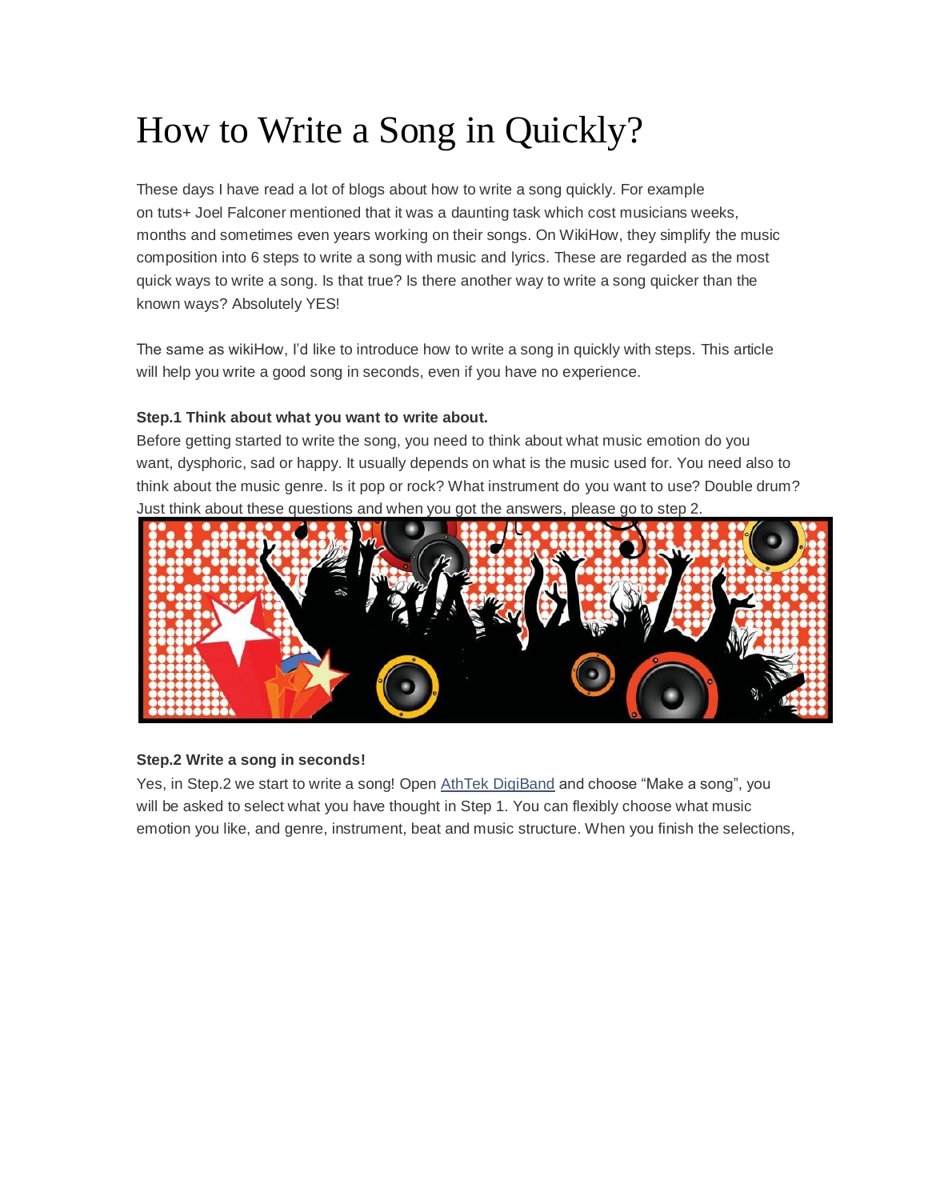# How to Write a Song in Quickly?

These days I have read a lot of blogs about how to write a song quickly. For example on tuts+ Joel Falconer mentioned that it was a daunting task which cost musicians weeks, months and sometimes even years working on their songs. On WikiHow, they simplify the music composition into 6 steps to write a song with music and lyrics. These are regarded as the most quick ways to write a song. Is that true? Is there another way to write a song quicker than the known ways? Absolutely YES!

The same as wikiHow, I'd like to introduce how to write a song in quickly with steps. This article will help you write a good song in seconds, even if you have no experience.

**Step.1 Think about what you want to write about.**

Before getting started to write the song, you need to think about what music emotion do you want, dysphoric, sad or happy. It usually depends on what is the music used for. You need also to think about the music genre. Is it pop or rock? What instrument do you want to use? Double drum? Just think about these questions and when you got the answers, please go to step 2.

**Step.2 Write a song in seconds!**

Yes, in Step.2 we start to write a song! Open [AthTek DigiBand]() and choose "Make a song", you will be asked to select what you have thought in Step 1. You can flexibly choose what music emotion you like, and genre, instrument, beat and music structure. When you finish the selections,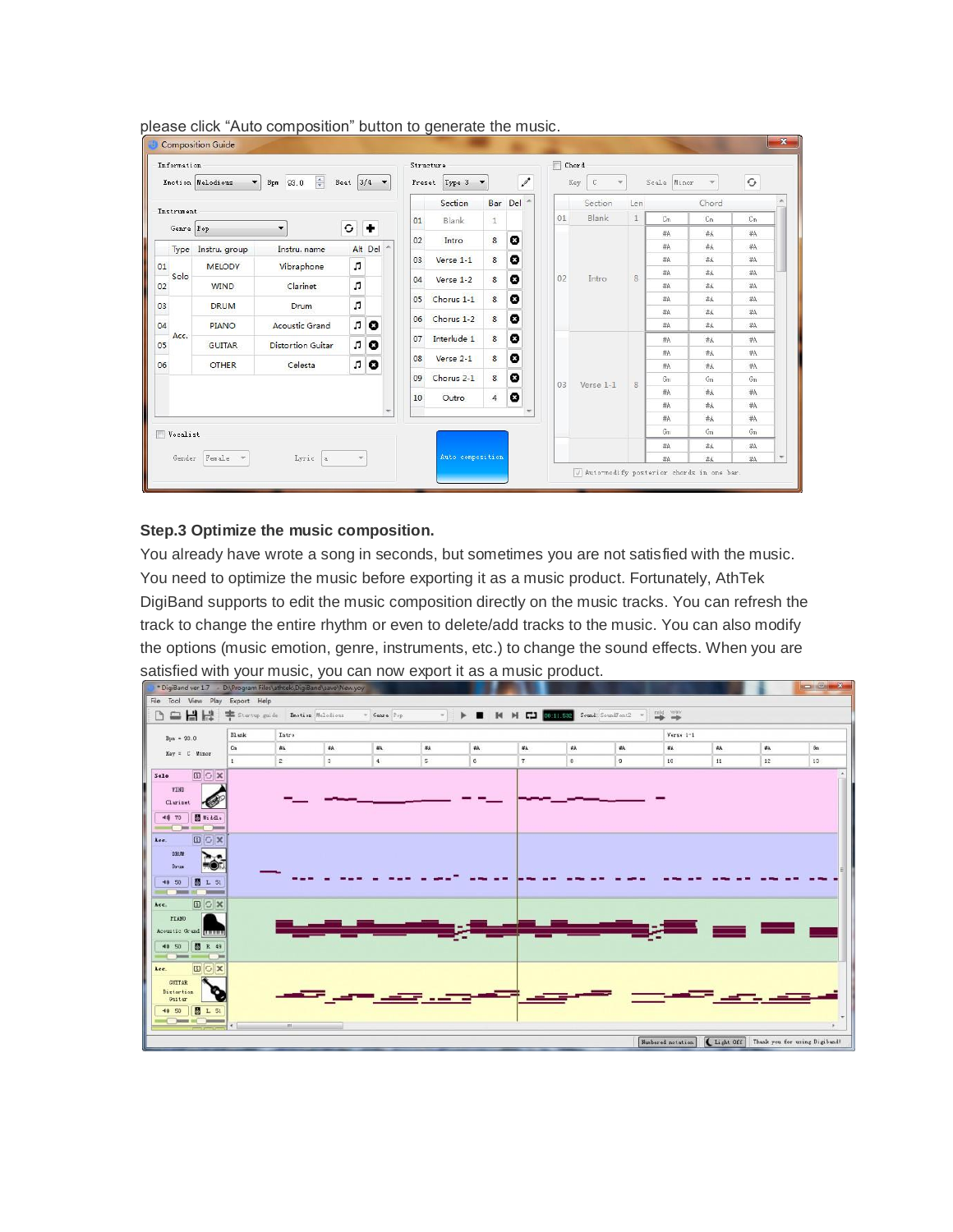please click "Auto composition" button to generate the music.

### Step.3 Optimize the music composition.

You already have wrote a song in seconds, but sometimes you are not satisfied with the music. You need to optimize the music before exporting it as a music product. Fortunately, AthTek DigiBand supports to edit the music composition directly on the music tracks. You can refresh the track to change the entire rhythm or even to delete/add tracks to the music. You can also modify the options (music emotion, genre, instruments, etc.) to change the sound effects. When you are satisfied with your music, you can now export it as a music product.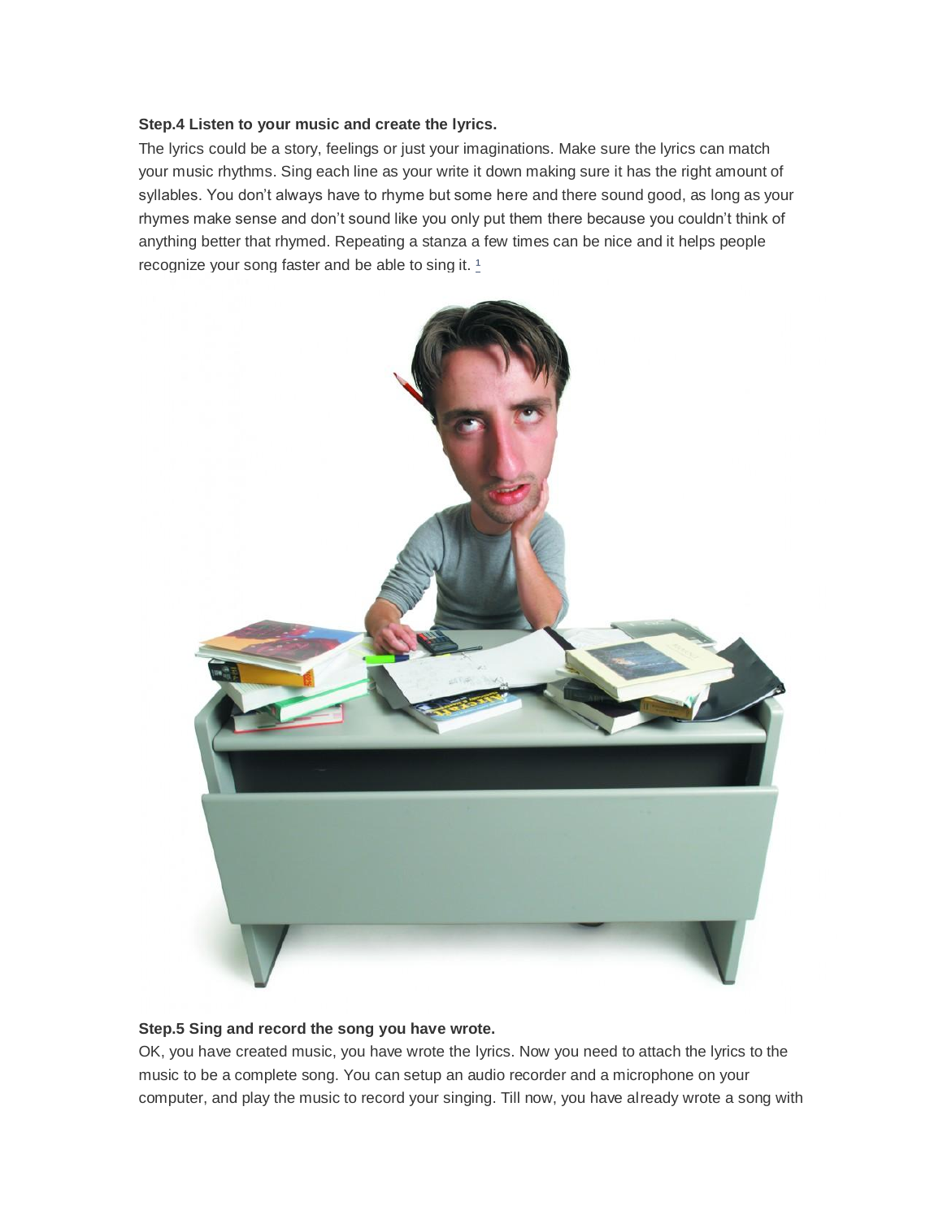**Step.4 Listen to your music and create the lyrics.**

The lyrics could be a story, feelings or just your imaginations. Make sure the lyrics can match your music rhythms. Sing each line as your write it down making sure it has the right amount of syllables. You don't always have to rhyme but some here and there sound good, as long as your rhymes make sense and don't sound like you only put them there because you couldn't think of anything better that rhymed. Repeating a stanza a few times can be nice and it helps people recognize your song faster and be able to sing it. [1]

**Step.5 Sing and record the song you have wrote.**

OK, you have created music, you have wrote the lyrics. Now you need to attach the lyrics to the music to be a complete song. You can setup an audio recorder and a microphone on your computer, and play the music to record your singing. Till now, you have already wrote a song with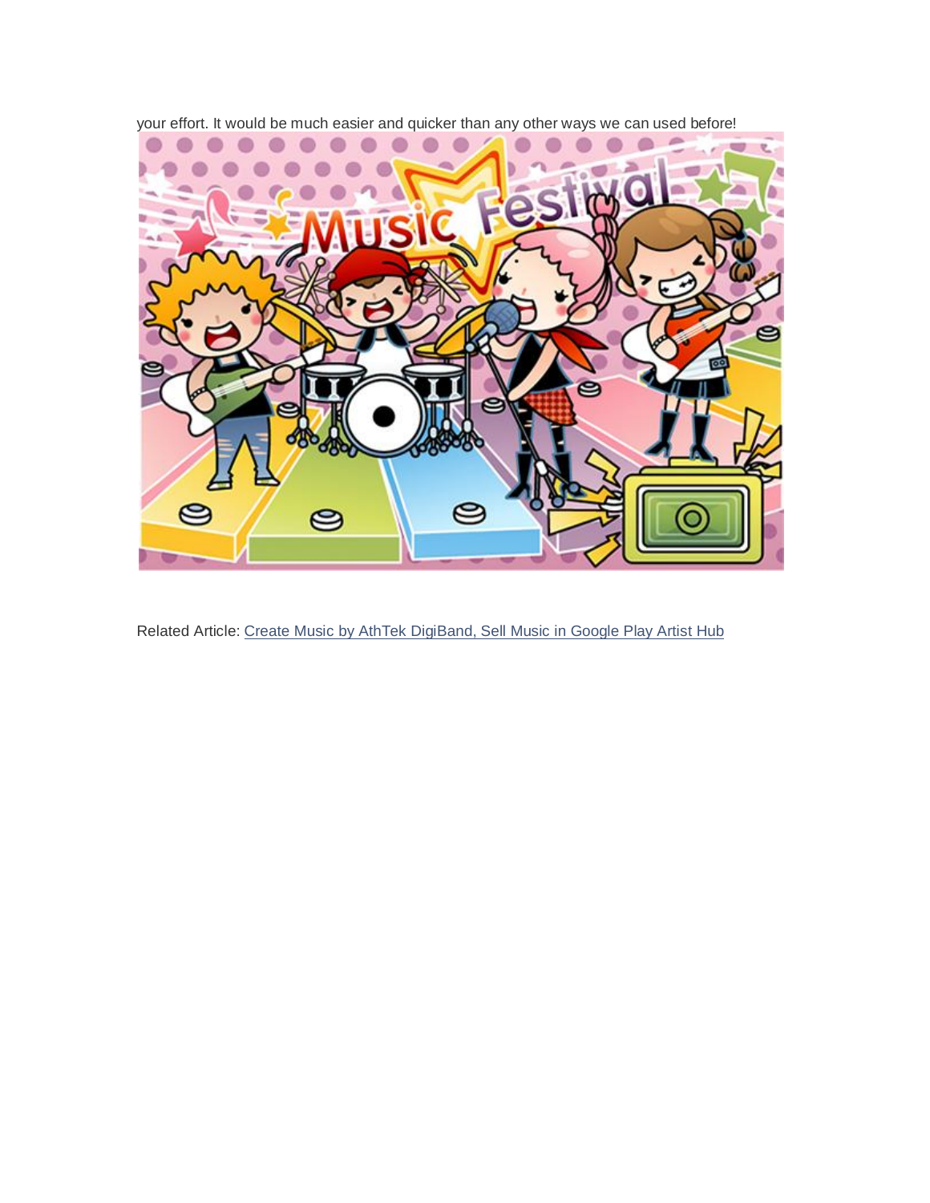your effort. It would be much easier and quicker than any other ways we can used before!

Related Article: Create Music by AthTek DigiBand, Sell Music in Google Play Artist Hub